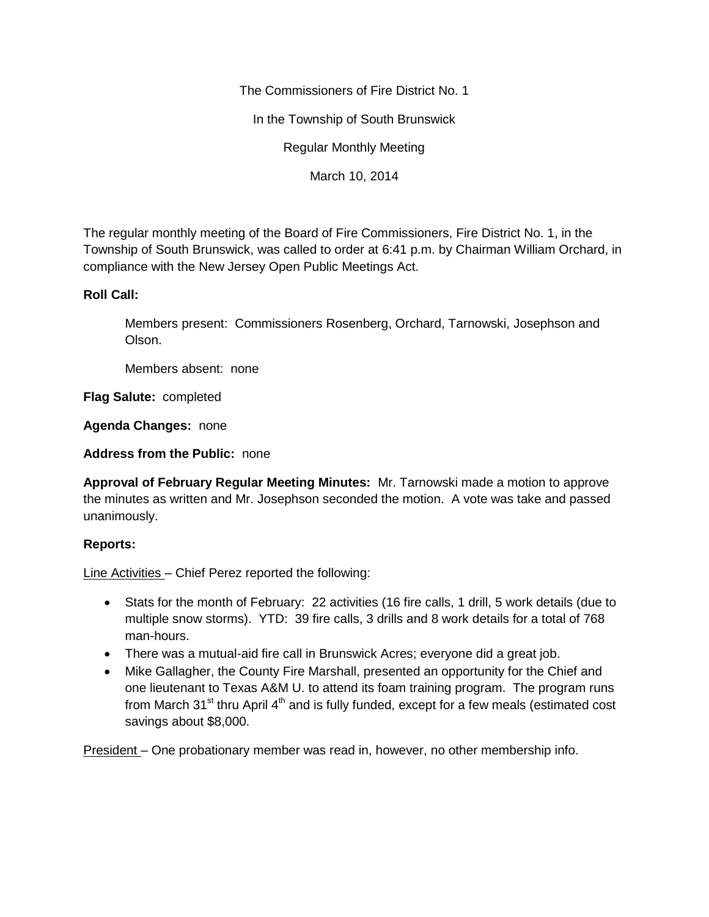The Commissioners of Fire District No. 1

In the Township of South Brunswick

Regular Monthly Meeting

March 10, 2014

The regular monthly meeting of the Board of Fire Commissioners, Fire District No. 1, in the Township of South Brunswick, was called to order at 6:41 p.m. by Chairman William Orchard, in compliance with the New Jersey Open Public Meetings Act.

**Roll Call:**

Members present: Commissioners Rosenberg, Orchard, Tarnowski, Josephson and Olson.

Members absent: none

**Flag Salute:** completed

**Agenda Changes:** none

**Address from the Public:** none

**Approval of February Regular Meeting Minutes:** Mr. Tarnowski made a motion to approve the minutes as written and Mr. Josephson seconded the motion. A vote was take and passed unanimously.

**Reports:**

Line Activities – Chief Perez reported the following:

- Stats for the month of February: 22 activities (16 fire calls, 1 drill, 5 work details (due to multiple snow storms). YTD: 39 fire calls, 3 drills and 8 work details for a total of 768 man-hours.
- There was a mutual-aid fire call in Brunswick Acres; everyone did a great job.
- Mike Gallagher, the County Fire Marshall, presented an opportunity for the Chief and one lieutenant to Texas A&M U. to attend its foam training program. The program runs from March 31st thru April 4th and is fully funded, except for a few meals (estimated cost savings about $8,000.

President – One probationary member was read in, however, no other membership info.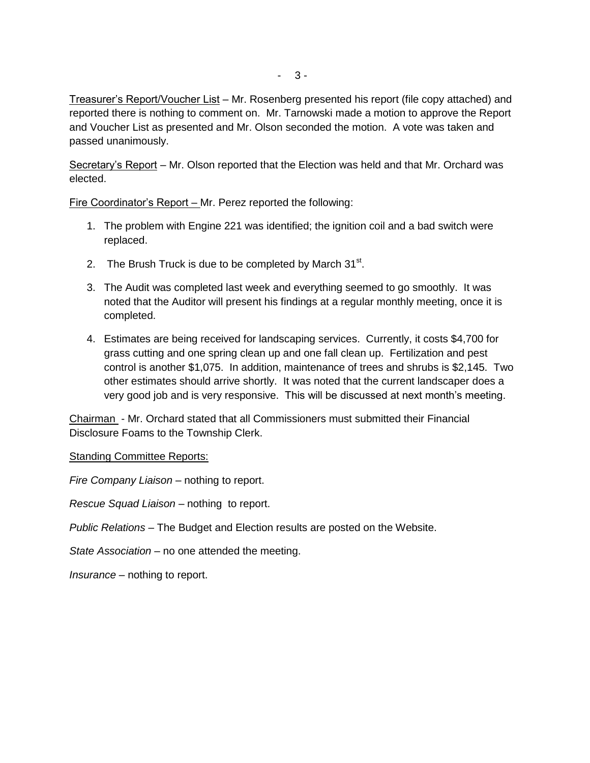Treasurer's Report/Voucher List – Mr. Rosenberg presented his report (file copy attached) and reported there is nothing to comment on. Mr. Tarnowski made a motion to approve the Report and Voucher List as presented and Mr. Olson seconded the motion. A vote was taken and passed unanimously.

Secretary's Report – Mr. Olson reported that the Election was held and that Mr. Orchard was elected.

Fire Coordinator's Report – Mr. Perez reported the following:

1. The problem with Engine 221 was identified; the ignition coil and a bad switch were replaced.
2. The Brush Truck is due to be completed by March 31st.
3. The Audit was completed last week and everything seemed to go smoothly. It was noted that the Auditor will present his findings at a regular monthly meeting, once it is completed.
4. Estimates are being received for landscaping services. Currently, it costs $4,700 for grass cutting and one spring clean up and one fall clean up. Fertilization and pest control is another $1,075. In addition, maintenance of trees and shrubs is $2,145. Two other estimates should arrive shortly. It was noted that the current landscaper does a very good job and is very responsive. This will be discussed at next month's meeting.

Chairman - Mr. Orchard stated that all Commissioners must submitted their Financial Disclosure Foams to the Township Clerk.

Standing Committee Reports:

*Fire Company Liaison* – nothing to report.

*Rescue Squad Liaison* – nothing to report.

*Public Relations* – The Budget and Election results are posted on the Website.

*State Association* – no one attended the meeting.

*Insurance* – nothing to report.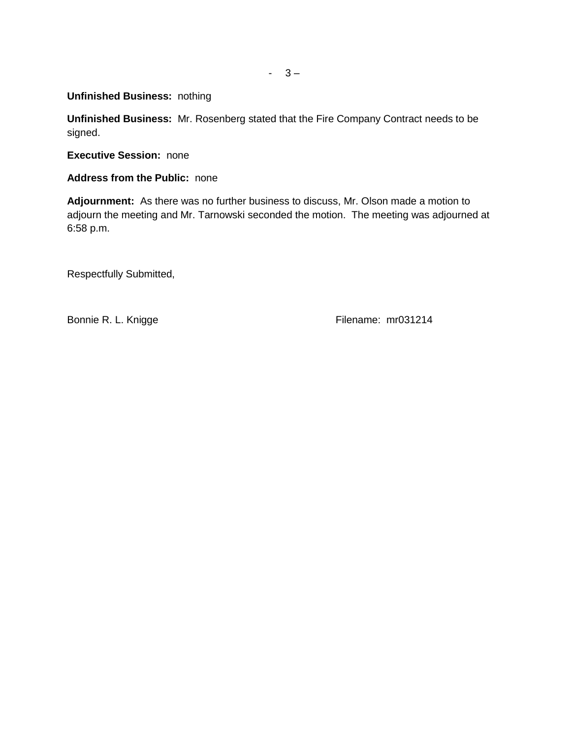**Unfinished Business:** nothing

**Unfinished Business:** Mr. Rosenberg stated that the Fire Company Contract needs to be signed.

**Executive Session:** none

**Address from the Public:** none

**Adjournment:** As there was no further business to discuss, Mr. Olson made a motion to adjourn the meeting and Mr. Tarnowski seconded the motion. The meeting was adjourned at 6:58 p.m.

Respectfully Submitted,

Bonnie R. L. Knigge

Filename: mr031214